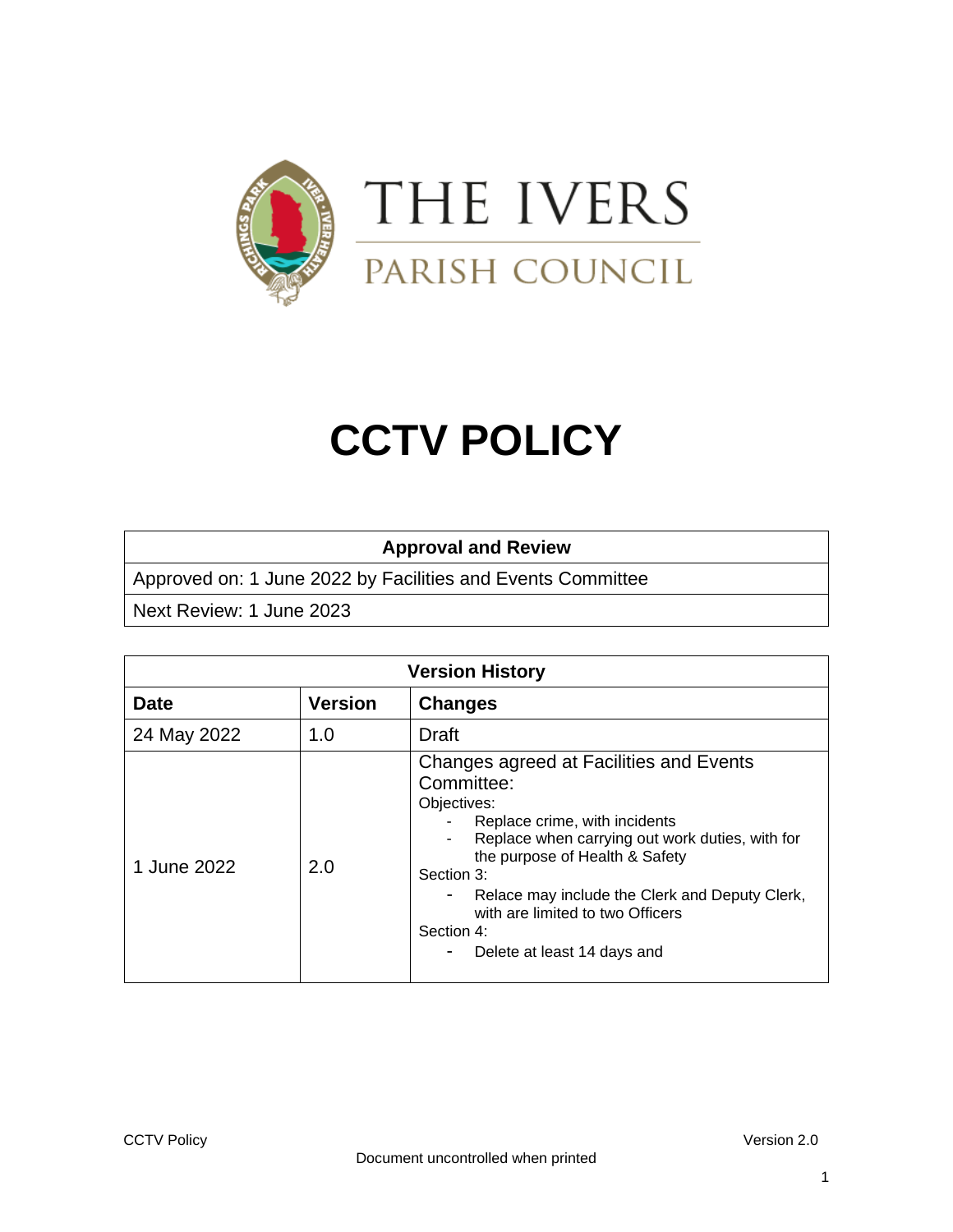THE IVERS

PARISH COUNCIL

# CCTV POLICY

| Approval and Review |
| --- |
| Approved on: 1 June 2022 by Facilities and Events Committee |
| Next Review: 1 June 2023 |

| Version History | | |
| --- | --- | --- |
| **Date** | **Version** | **Changes** |
| 24 May 2022 | 1.0 | Draft |
| 1 June 2022 | 2.0 | Changes agreed at Facilities and Events Committee:<br>Objectives:<br>- Replace crime, with incidents<br>- Replace when carrying out work duties, with for the purpose of Health & Safety<br>Section 3:<br>- Relace may include the Clerk and Deputy Clerk, with are limited to two Officers<br>Section 4:<br>- Delete at least 14 days and |

Document uncontrolled when printed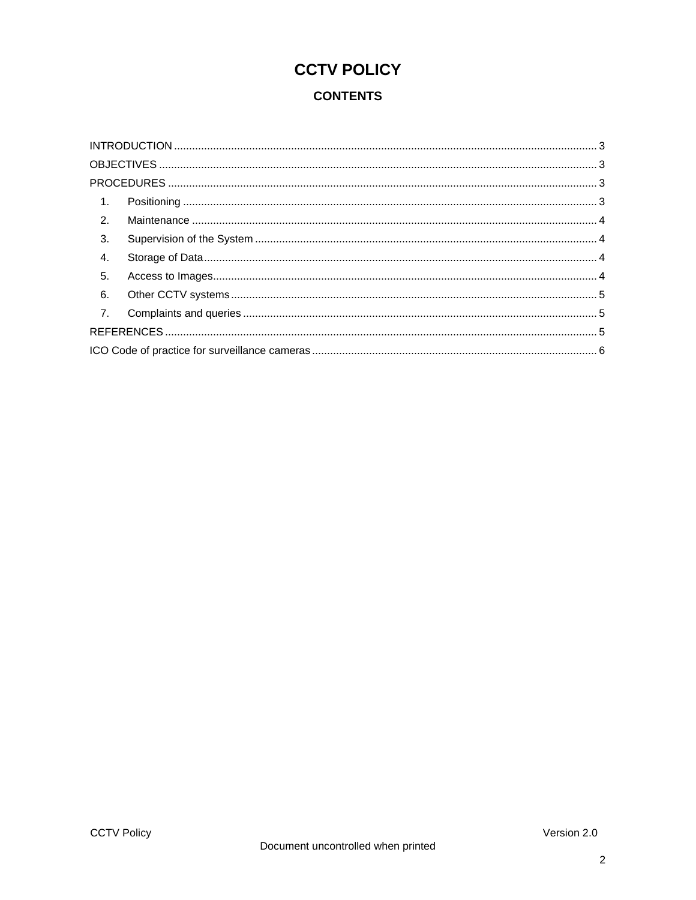# CCTV POLICY

## CONTENTS

INTRODUCTION ........................................................................................................................................ 3

OBJECTIVES .......................................................................................................................................... 3

PROCEDURES ........................................................................................................................................ 3

1. Positioning ........................................................................................................................................ 3
2. Maintenance ..................................................................................................................................... 4
3. Supervision of the System ................................................................................................................ 4
4. Storage of Data ................................................................................................................................. 4
5. Access to Images .............................................................................................................................. 4
6. Other CCTV systems ........................................................................................................................ 5
7. Complaints and queries .................................................................................................................... 5

REFERENCES ......................................................................................................................................... 5

ICO Code of practice for surveillance cameras ......................................................................................... 6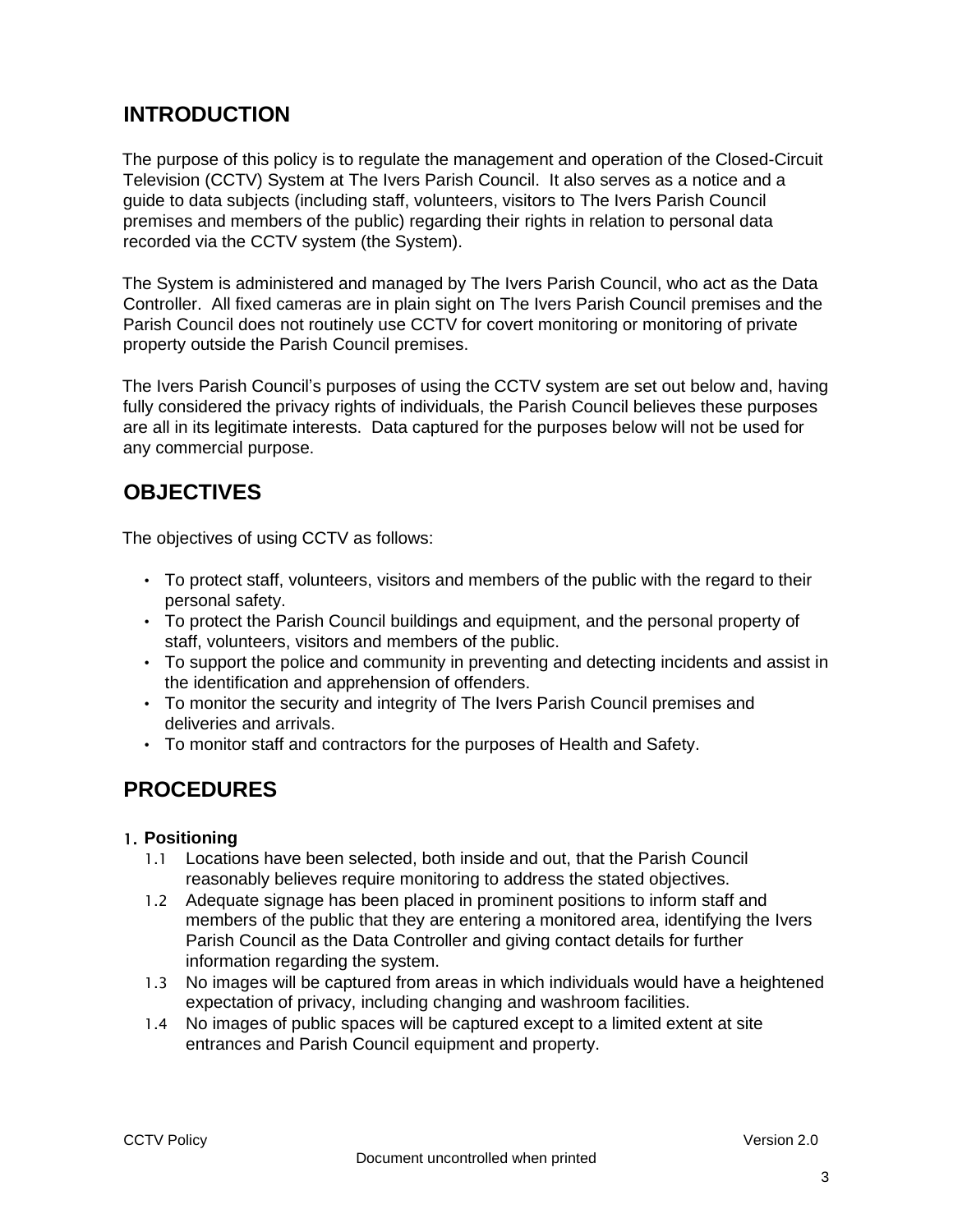## INTRODUCTION

The purpose of this policy is to regulate the management and operation of the Closed-Circuit Television (CCTV) System at The Ivers Parish Council. It also serves as a notice and a guide to data subjects (including staff, volunteers, visitors to The Ivers Parish Council premises and members of the public) regarding their rights in relation to personal data recorded via the CCTV system (the System).

The System is administered and managed by The Ivers Parish Council, who act as the Data Controller. All fixed cameras are in plain sight on The Ivers Parish Council premises and the Parish Council does not routinely use CCTV for covert monitoring or monitoring of private property outside the Parish Council premises.

The Ivers Parish Council's purposes of using the CCTV system are set out below and, having fully considered the privacy rights of individuals, the Parish Council believes these purposes are all in its legitimate interests. Data captured for the purposes below will not be used for any commercial purpose.

## OBJECTIVES

The objectives of using CCTV as follows:

- To protect staff, volunteers, visitors and members of the public with the regard to their personal safety.
- To protect the Parish Council buildings and equipment, and the personal property of staff, volunteers, visitors and members of the public.
- To support the police and community in preventing and detecting incidents and assist in the identification and apprehension of offenders.
- To monitor the security and integrity of The Ivers Parish Council premises and deliveries and arrivals.
- To monitor staff and contractors for the purposes of Health and Safety.

## PROCEDURES

### 1. Positioning

1.1 Locations have been selected, both inside and out, that the Parish Council reasonably believes require monitoring to address the stated objectives.

1.2 Adequate signage has been placed in prominent positions to inform staff and members of the public that they are entering a monitored area, identifying the Ivers Parish Council as the Data Controller and giving contact details for further information regarding the system.

1.3 No images will be captured from areas in which individuals would have a heightened expectation of privacy, including changing and washroom facilities.

1.4 No images of public spaces will be captured except to a limited extent at site entrances and Parish Council equipment and property.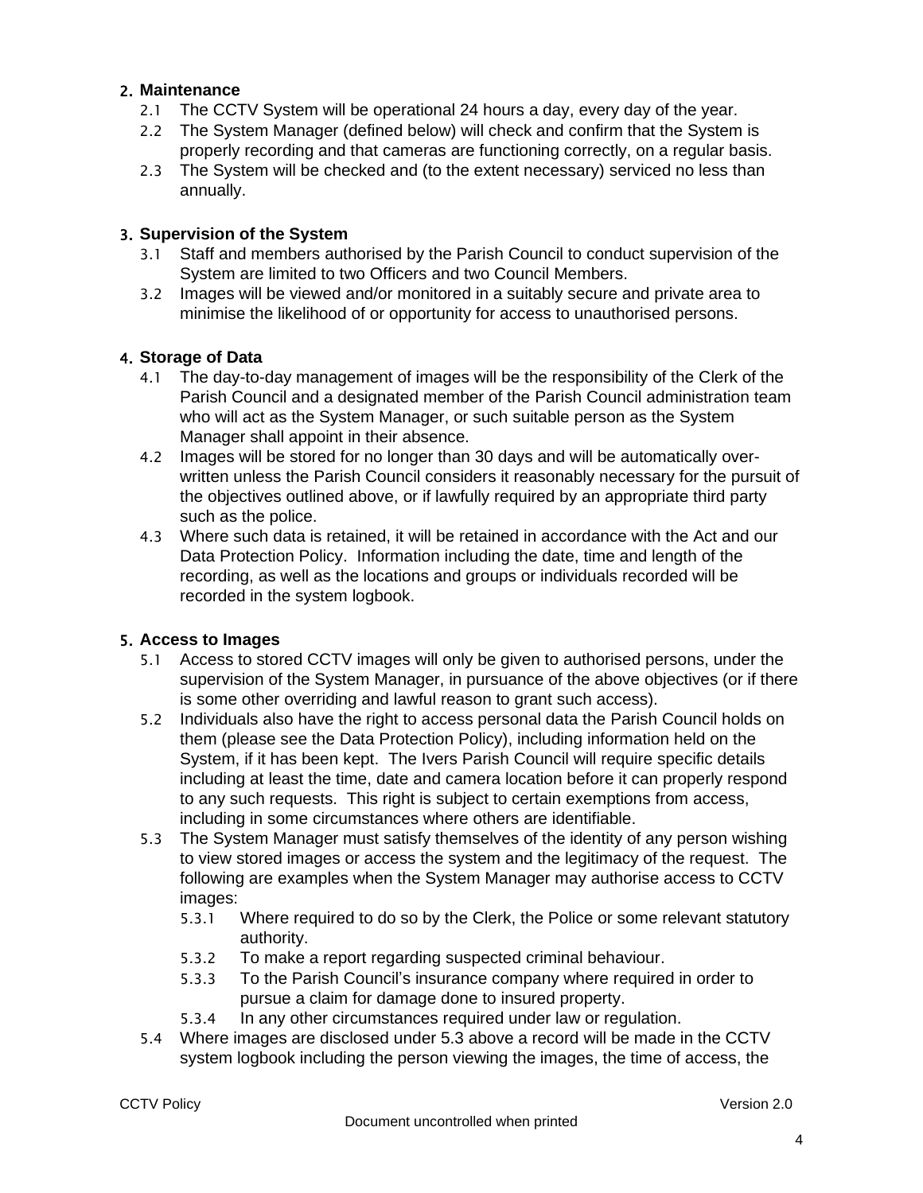## 2. Maintenance

2.1 The CCTV System will be operational 24 hours a day, every day of the year.

2.2 The System Manager (defined below) will check and confirm that the System is properly recording and that cameras are functioning correctly, on a regular basis.

2.3 The System will be checked and (to the extent necessary) serviced no less than annually.

## 3. Supervision of the System

3.1 Staff and members authorised by the Parish Council to conduct supervision of the System are limited to two Officers and two Council Members.

3.2 Images will be viewed and/or monitored in a suitably secure and private area to minimise the likelihood of or opportunity for access to unauthorised persons.

## 4. Storage of Data

4.1 The day-to-day management of images will be the responsibility of the Clerk of the Parish Council and a designated member of the Parish Council administration team who will act as the System Manager, or such suitable person as the System Manager shall appoint in their absence.

4.2 Images will be stored for no longer than 30 days and will be automatically over-written unless the Parish Council considers it reasonably necessary for the pursuit of the objectives outlined above, or if lawfully required by an appropriate third party such as the police.

4.3 Where such data is retained, it will be retained in accordance with the Act and our Data Protection Policy. Information including the date, time and length of the recording, as well as the locations and groups or individuals recorded will be recorded in the system logbook.

## 5. Access to Images

5.1 Access to stored CCTV images will only be given to authorised persons, under the supervision of the System Manager, in pursuance of the above objectives (or if there is some other overriding and lawful reason to grant such access).

5.2 Individuals also have the right to access personal data the Parish Council holds on them (please see the Data Protection Policy), including information held on the System, if it has been kept. The Ivers Parish Council will require specific details including at least the time, date and camera location before it can properly respond to any such requests. This right is subject to certain exemptions from access, including in some circumstances where others are identifiable.

5.3 The System Manager must satisfy themselves of the identity of any person wishing to view stored images or access the system and the legitimacy of the request. The following are examples when the System Manager may authorise access to CCTV images:

- 5.3.1 Where required to do so by the Clerk, the Police or some relevant statutory authority.
- 5.3.2 To make a report regarding suspected criminal behaviour.
- 5.3.3 To the Parish Council's insurance company where required in order to pursue a claim for damage done to insured property.
- 5.3.4 In any other circumstances required under law or regulation.

5.4 Where images are disclosed under 5.3 above a record will be made in the CCTV system logbook including the person viewing the images, the time of access, the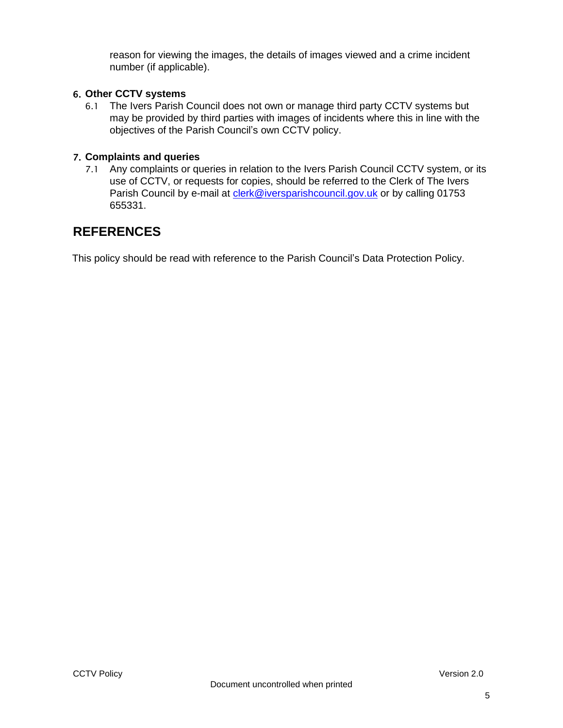reason for viewing the images, the details of images viewed and a crime incident number (if applicable).

### 6. Other CCTV systems

6.1 The Ivers Parish Council does not own or manage third party CCTV systems but may be provided by third parties with images of incidents where this in line with the objectives of the Parish Council's own CCTV policy.

### 7. Complaints and queries

7.1 Any complaints or queries in relation to the Ivers Parish Council CCTV system, or its use of CCTV, or requests for copies, should be referred to the Clerk of The Ivers Parish Council by e-mail at clerk@iversparishcouncil.gov.uk or by calling 01753 655331.

## REFERENCES

This policy should be read with reference to the Parish Council's Data Protection Policy.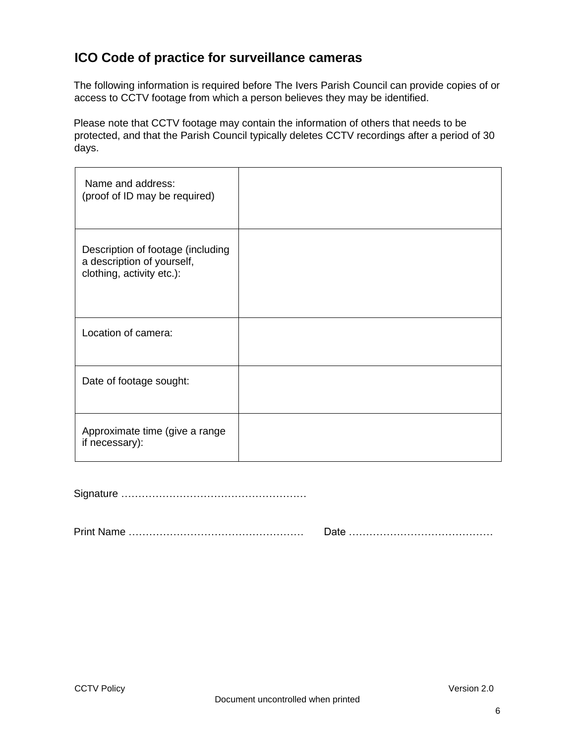## ICO Code of practice for surveillance cameras

The following information is required before The Ivers Parish Council can provide copies of or access to CCTV footage from which a person believes they may be identified.

Please note that CCTV footage may contain the information of others that needs to be protected, and that the Parish Council typically deletes CCTV recordings after a period of 30 days.

| | |
|---|---|
| Name and address: (proof of ID may be required) | |
| Description of footage (including a description of yourself, clothing, activity etc.): | |
| Location of camera: | |
| Date of footage sought: | |
| Approximate time (give a range if necessary): | |

Signature ………………………………………………

Print Name ……………………………………………  Date ……………………………………